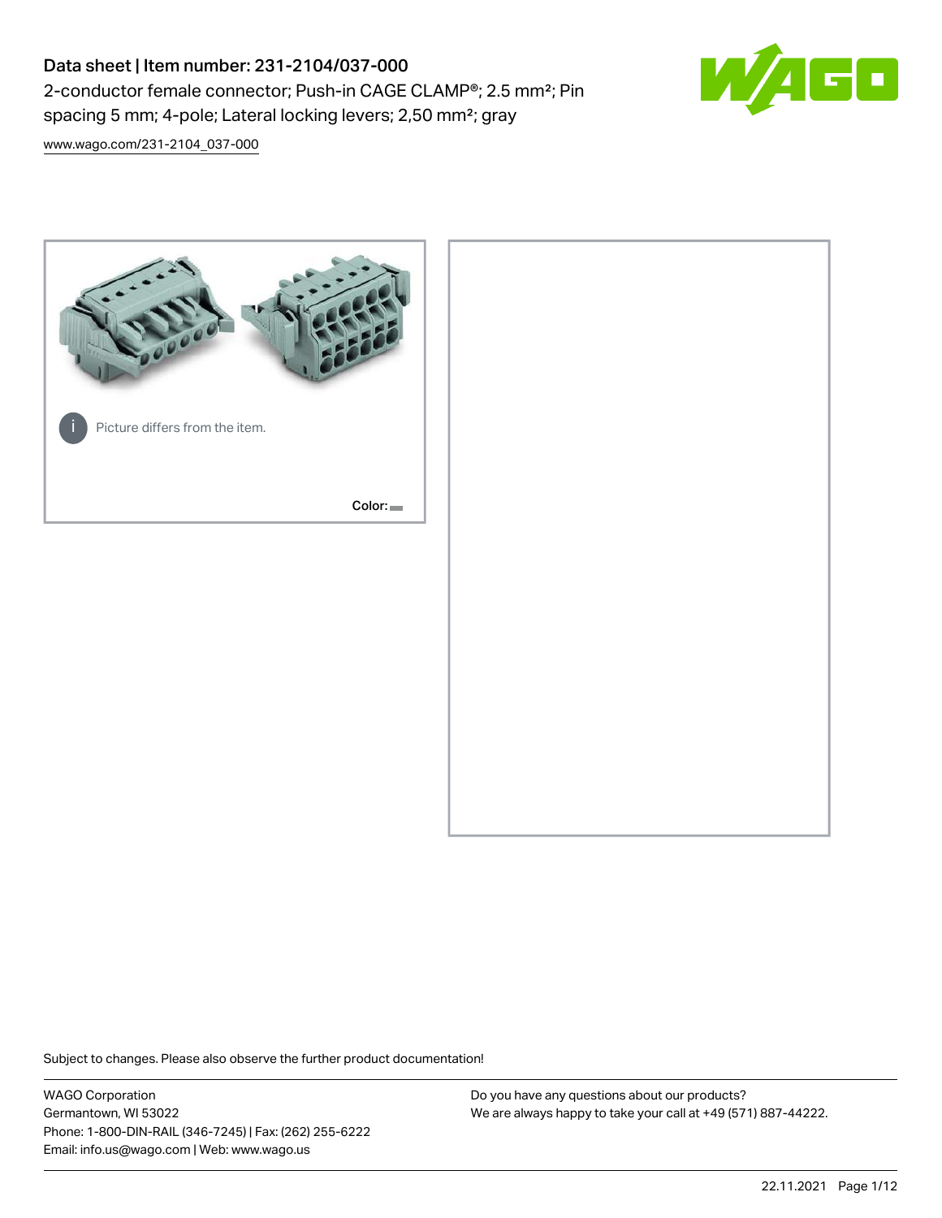# Data sheet | Item number: 231-2104/037-000

2-conductor female connector; Push-in CAGE CLAMP®; 2.5 mm²; Pin spacing 5 mm; 4-pole; Lateral locking levers; 2,50 mm²; gray

[www.wago.com/231-2104_037-000](www.wago.com/231-2104_037-000)

Picture differs from the item.

Color:

Subject to changes. Please also observe the further product documentation!

WAGO Corporation
Germantown, WI 53022
Phone: 1-800-DIN-RAIL (346-7245) | Fax: (262) 255-6222
Email: info.us@wago.com | Web: www.wago.us

Do you have any questions about our products?
We are always happy to take your call at +49 (571) 887-44222.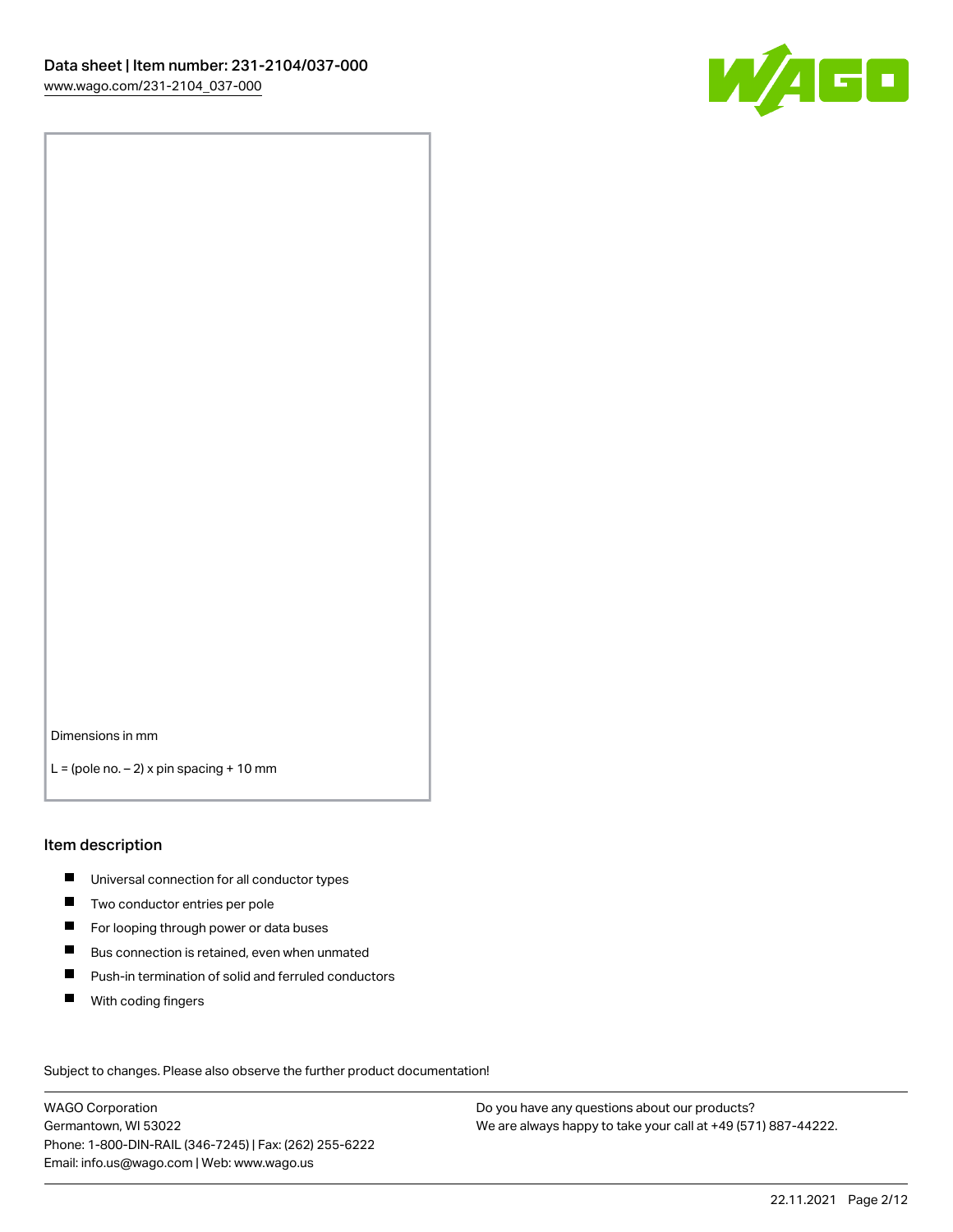Dimensions in mm

L = (pole no. – 2) x pin spacing + 10 mm

## Item description

- Universal connection for all conductor types
- Two conductor entries per pole
- For looping through power or data buses
- Bus connection is retained, even when unmated
- Push-in termination of solid and ferruled conductors
- With coding fingers

Subject to changes. Please also observe the further product documentation!

WAGO Corporation
Germantown, WI 53022
Phone: 1-800-DIN-RAIL (346-7245) | Fax: (262) 255-6222
Email: info.us@wago.com | Web: www.wago.us

Do you have any questions about our products?
We are always happy to take your call at +49 (571) 887-44222.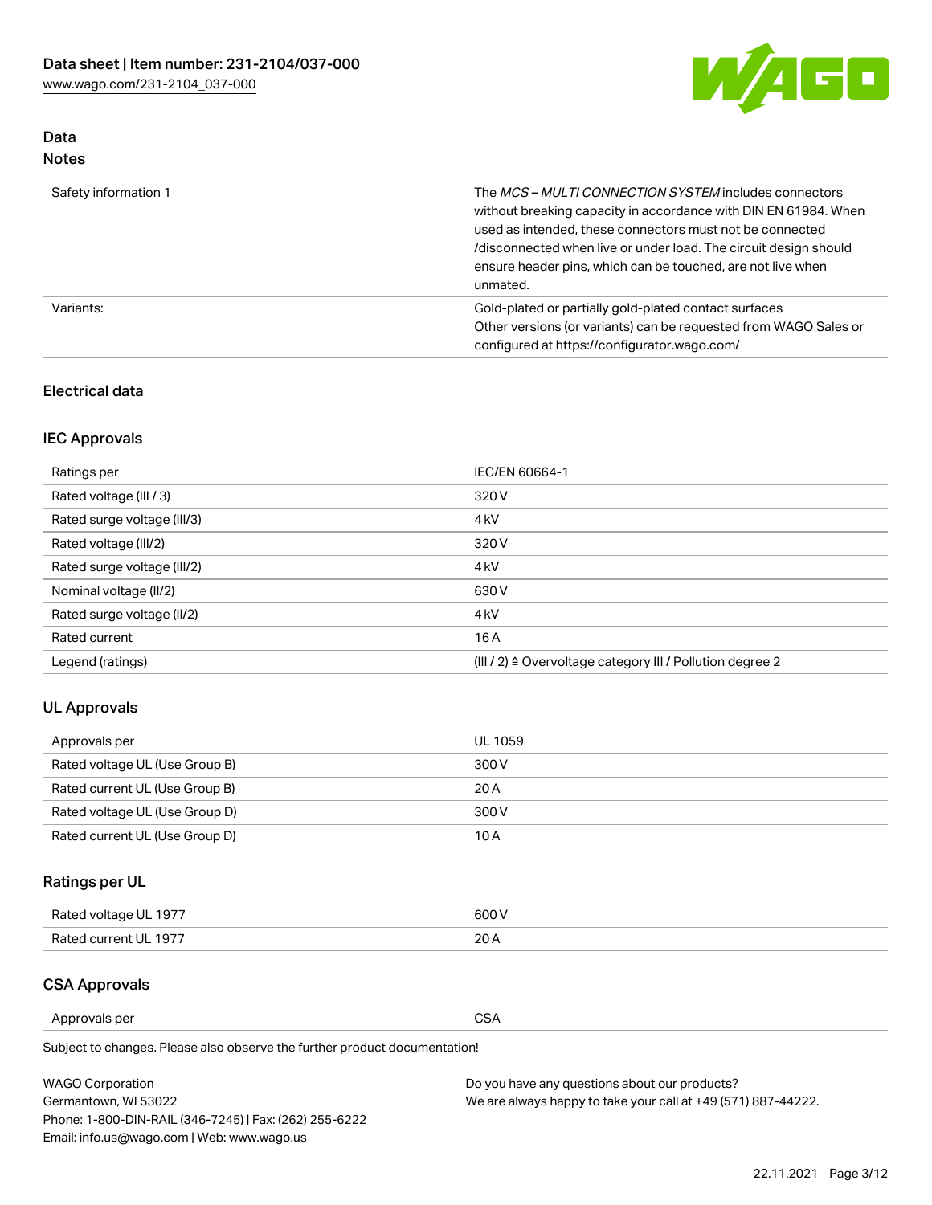## Data

### Notes

| | |
|---|---|
| Safety information 1 | The *MCS – MULTI CONNECTION SYSTEM* includes connectors without breaking capacity in accordance with DIN EN 61984. When used as intended, these connectors must not be connected /disconnected when live or under load. The circuit design should ensure header pins, which can be touched, are not live when unmated. |
| Variants: | Gold-plated or partially gold-plated contact surfaces<br>Other versions (or variants) can be requested from WAGO Sales or configured at https://configurator.wago.com/ |

### Electrical data

#### IEC Approvals

| | |
|---|---|
| Ratings per | IEC/EN 60664-1 |
| Rated voltage (III / 3) | 320 V |
| Rated surge voltage (III/3) | 4 kV |
| Rated voltage (III/2) | 320 V |
| Rated surge voltage (III/2) | 4 kV |
| Nominal voltage (II/2) | 630 V |
| Rated surge voltage (II/2) | 4 kV |
| Rated current | 16 A |
| Legend (ratings) | (III / 2) ≙ Overvoltage category III / Pollution degree 2 |

#### UL Approvals

| | |
|---|---|
| Approvals per | UL 1059 |
| Rated voltage UL (Use Group B) | 300 V |
| Rated current UL (Use Group B) | 20 A |
| Rated voltage UL (Use Group D) | 300 V |
| Rated current UL (Use Group D) | 10 A |

#### Ratings per UL

| | |
|---|---|
| Rated voltage UL 1977 | 600 V |
| Rated current UL 1977 | 20 A |

#### CSA Approvals

| | |
|---|---|
| Approvals per | CSA |

Subject to changes. Please also observe the further product documentation!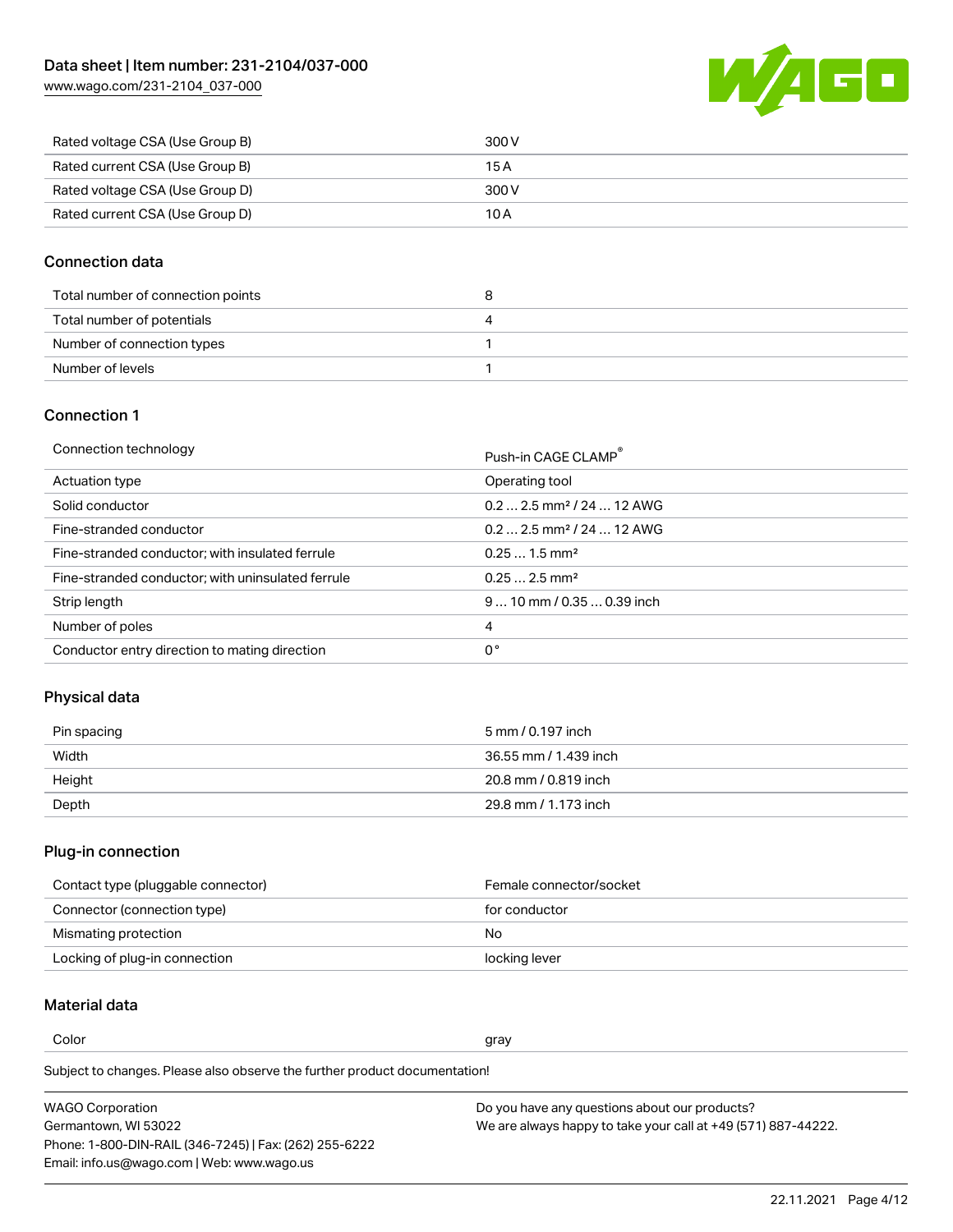| | |
|---|---|
| Rated voltage CSA (Use Group B) | 300 V |
| Rated current CSA (Use Group B) | 15 A |
| Rated voltage CSA (Use Group D) | 300 V |
| Rated current CSA (Use Group D) | 10 A |

## Connection data

| | |
|---|---|
| Total number of connection points | 8 |
| Total number of potentials | 4 |
| Number of connection types | 1 |
| Number of levels | 1 |

## Connection 1

| | |
|---|---|
| Connection technology | Push-in CAGE CLAMP® |
| Actuation type | Operating tool |
| Solid conductor | 0.2 … 2.5 mm² / 24 … 12 AWG |
| Fine-stranded conductor | 0.2 … 2.5 mm² / 24 … 12 AWG |
| Fine-stranded conductor; with insulated ferrule | 0.25 … 1.5 mm² |
| Fine-stranded conductor; with uninsulated ferrule | 0.25 … 2.5 mm² |
| Strip length | 9 … 10 mm / 0.35 … 0.39 inch |
| Number of poles | 4 |
| Conductor entry direction to mating direction | 0 ° |

## Physical data

| | |
|---|---|
| Pin spacing | 5 mm / 0.197 inch |
| Width | 36.55 mm / 1.439 inch |
| Height | 20.8 mm / 0.819 inch |
| Depth | 29.8 mm / 1.173 inch |

## Plug-in connection

| | |
|---|---|
| Contact type (pluggable connector) | Female connector/socket |
| Connector (connection type) | for conductor |
| Mismating protection | No |
| Locking of plug-in connection | locking lever |

## Material data

| | |
|---|---|
| Color | gray |

Subject to changes. Please also observe the further product documentation!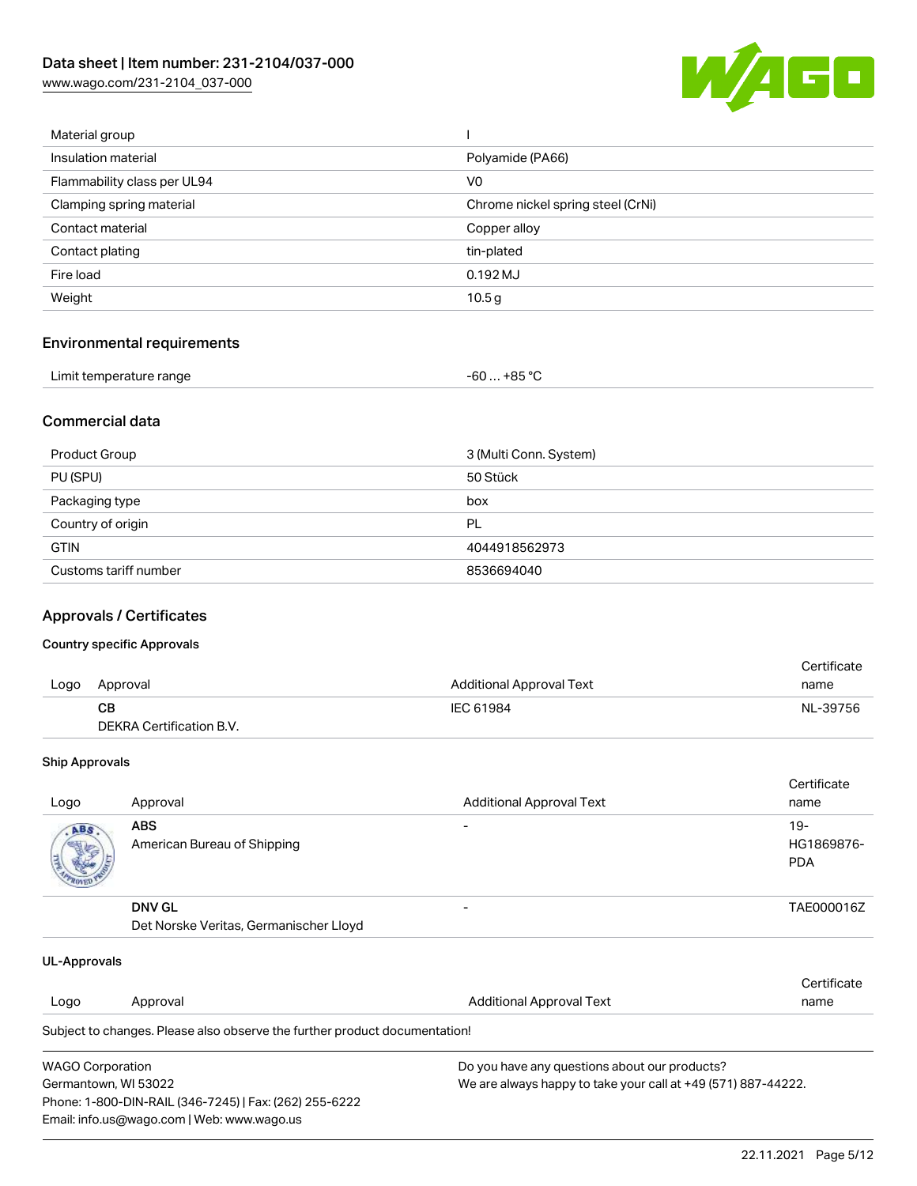| | |
|---|---|
| Material group | I |
| Insulation material | Polyamide (PA66) |
| Flammability class per UL94 | V0 |
| Clamping spring material | Chrome nickel spring steel (CrNi) |
| Contact material | Copper alloy |
| Contact plating | tin-plated |
| Fire load | 0.192 MJ |
| Weight | 10.5 g |

## Environmental requirements

| | |
|---|---|
| Limit temperature range | -60 … +85 °C |

## Commercial data

| | |
|---|---|
| Product Group | 3 (Multi Conn. System) |
| PU (SPU) | 50 Stück |
| Packaging type | box |
| Country of origin | PL |
| GTIN | 4044918562973 |
| Customs tariff number | 8536694040 |

## Approvals / Certificates

### Country specific Approvals

| Logo | Approval | Additional Approval Text | Certificate name |
|---|---|---|---|
| | **CB**<br>DEKRA Certification B.V. | IEC 61984 | NL-39756 |

### Ship Approvals

| Logo | Approval | Additional Approval Text | Certificate name |
|---|---|---|---|
| | **ABS**<br>American Bureau of Shipping | - | 19-HG1869876-PDA |
| | **DNV GL**<br>Det Norske Veritas, Germanischer Lloyd | - | TAE000016Z |

### UL-Approvals

| Logo | Approval | Additional Approval Text | Certificate name |
|---|---|---|---|

Subject to changes. Please also observe the further product documentation!

WAGO Corporation
Germantown, WI 53022
Phone: 1-800-DIN-RAIL (346-7245) | Fax: (262) 255-6222
Email: info.us@wago.com | Web: www.wago.us

Do you have any questions about our products?
We are always happy to take your call at +49 (571) 887-44222.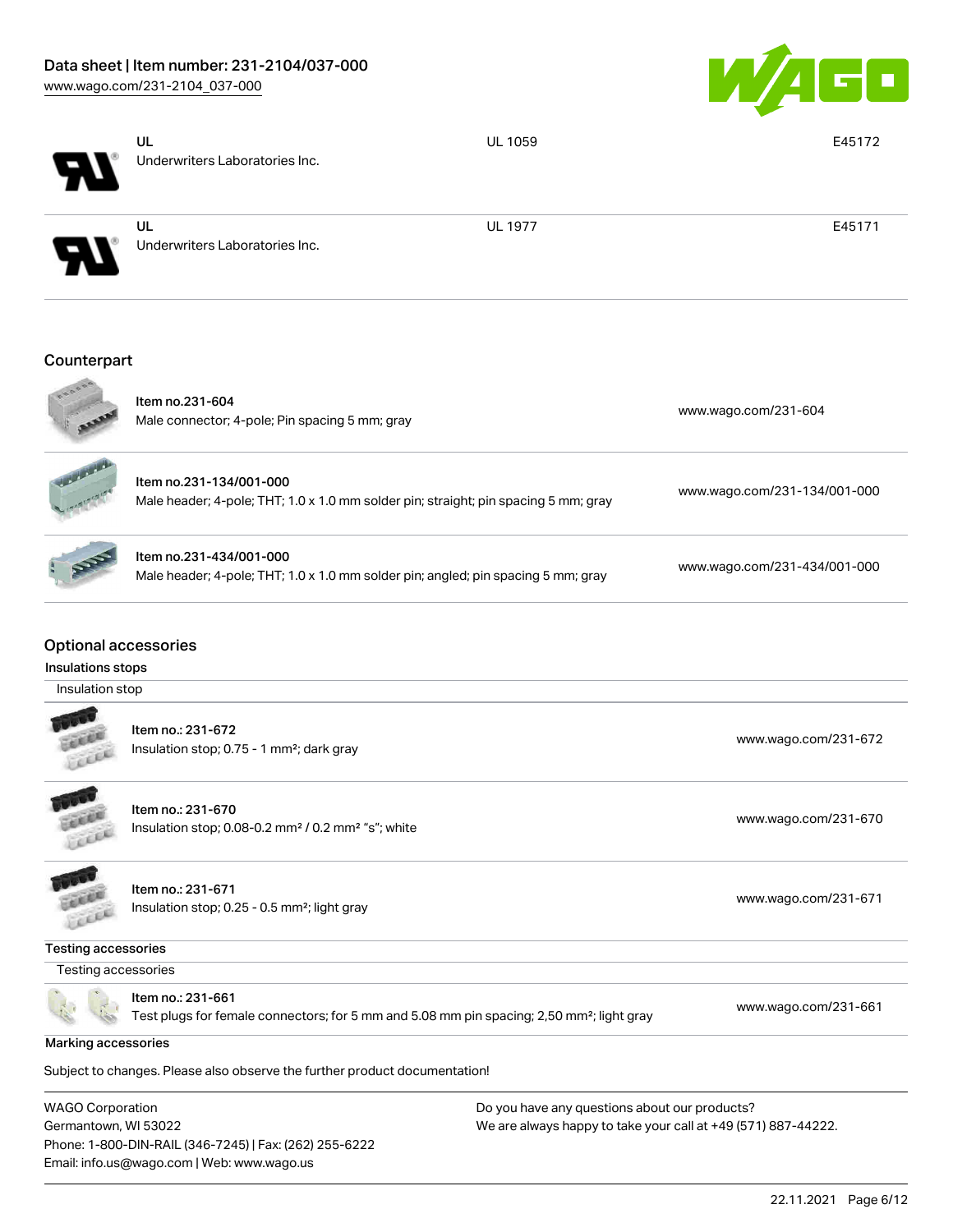| | | | |
|---|---|---|---|
| | UL<br>Underwriters Laboratories Inc. | UL 1059 | E45172 |
| | UL<br>Underwriters Laboratories Inc. | UL 1977 | E45171 |

## Counterpart

| | | |
|---|---|---|
| | Item no.231-604<br>Male connector; 4-pole; Pin spacing 5 mm; gray | www.wago.com/231-604 |
| | Item no.231-134/001-000<br>Male header; 4-pole; THT; 1.0 x 1.0 mm solder pin; straight; pin spacing 5 mm; gray | www.wago.com/231-134/001-000 |
| | Item no.231-434/001-000<br>Male header; 4-pole; THT; 1.0 x 1.0 mm solder pin; angled; pin spacing 5 mm; gray | www.wago.com/231-434/001-000 |

## Optional accessories

### Insulations stops

Insulation stop

| | | |
|---|---|---|
| | Item no.: 231-672<br>Insulation stop; 0.75 - 1 mm²; dark gray | www.wago.com/231-672 |
| | Item no.: 231-670<br>Insulation stop; 0.08-0.2 mm² / 0.2 mm² "s"; white | www.wago.com/231-670 |
| | Item no.: 231-671<br>Insulation stop; 0.25 - 0.5 mm²; light gray | www.wago.com/231-671 |

### Testing accessories

Testing accessories

| | | |
|---|---|---|
| | Item no.: 231-661<br>Test plugs for female connectors; for 5 mm and 5.08 mm pin spacing; 2,50 mm²; light gray | www.wago.com/231-661 |

### Marking accessories

Subject to changes. Please also observe the further product documentation!

WAGO Corporation
Germantown, WI 53022
Phone: 1-800-DIN-RAIL (346-7245) | Fax: (262) 255-6222
Email: info.us@wago.com | Web: www.wago.us

Do you have any questions about our products?
We are always happy to take your call at +49 (571) 887-44222.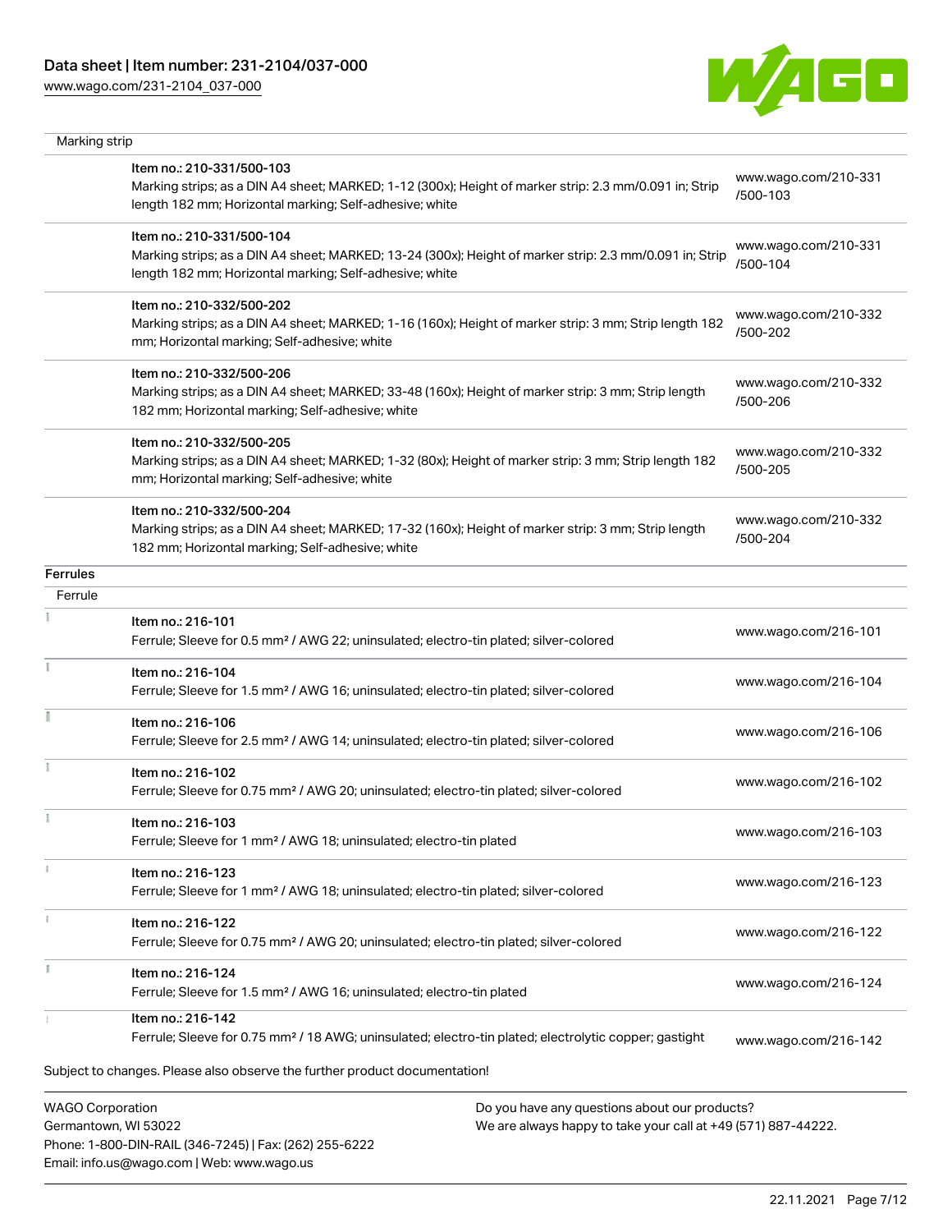Marking strip

| | Description | Link |
|---|---|---|
| | Item no.: 210-331/500-103<br>Marking strips; as a DIN A4 sheet; MARKED; 1-12 (300x); Height of marker strip: 2.3 mm/0.091 in; Strip length 182 mm; Horizontal marking; Self-adhesive; white | www.wago.com/210-331/500-103 |
| | Item no.: 210-331/500-104<br>Marking strips; as a DIN A4 sheet; MARKED; 13-24 (300x); Height of marker strip: 2.3 mm/0.091 in; Strip length 182 mm; Horizontal marking; Self-adhesive; white | www.wago.com/210-331/500-104 |
| | Item no.: 210-332/500-202<br>Marking strips; as a DIN A4 sheet; MARKED; 1-16 (160x); Height of marker strip: 3 mm; Strip length 182 mm; Horizontal marking; Self-adhesive; white | www.wago.com/210-332/500-202 |
| | Item no.: 210-332/500-206<br>Marking strips; as a DIN A4 sheet; MARKED; 33-48 (160x); Height of marker strip: 3 mm; Strip length 182 mm; Horizontal marking; Self-adhesive; white | www.wago.com/210-332/500-206 |
| | Item no.: 210-332/500-205<br>Marking strips; as a DIN A4 sheet; MARKED; 1-32 (80x); Height of marker strip: 3 mm; Strip length 182 mm; Horizontal marking; Self-adhesive; white | www.wago.com/210-332/500-205 |
| | Item no.: 210-332/500-204<br>Marking strips; as a DIN A4 sheet; MARKED; 17-32 (160x); Height of marker strip: 3 mm; Strip length 182 mm; Horizontal marking; Self-adhesive; white | www.wago.com/210-332/500-204 |

**Ferrules**

Ferrule

| | Description | Link |
|---|---|---|
| | Item no.: 216-101<br>Ferrule; Sleeve for 0.5 mm² / AWG 22; uninsulated; electro-tin plated; silver-colored | www.wago.com/216-101 |
| | Item no.: 216-104<br>Ferrule; Sleeve for 1.5 mm² / AWG 16; uninsulated; electro-tin plated; silver-colored | www.wago.com/216-104 |
| | Item no.: 216-106<br>Ferrule; Sleeve for 2.5 mm² / AWG 14; uninsulated; electro-tin plated; silver-colored | www.wago.com/216-106 |
| | Item no.: 216-102<br>Ferrule; Sleeve for 0.75 mm² / AWG 20; uninsulated; electro-tin plated; silver-colored | www.wago.com/216-102 |
| | Item no.: 216-103<br>Ferrule; Sleeve for 1 mm² / AWG 18; uninsulated; electro-tin plated | www.wago.com/216-103 |
| | Item no.: 216-123<br>Ferrule; Sleeve for 1 mm² / AWG 18; uninsulated; electro-tin plated; silver-colored | www.wago.com/216-123 |
| | Item no.: 216-122<br>Ferrule; Sleeve for 0.75 mm² / AWG 20; uninsulated; electro-tin plated; silver-colored | www.wago.com/216-122 |
| | Item no.: 216-124<br>Ferrule; Sleeve for 1.5 mm² / AWG 16; uninsulated; electro-tin plated | www.wago.com/216-124 |
| | Item no.: 216-142<br>Ferrule; Sleeve for 0.75 mm² / 18 AWG; uninsulated; electro-tin plated; electrolytic copper; gastight | www.wago.com/216-142 |

Subject to changes. Please also observe the further product documentation!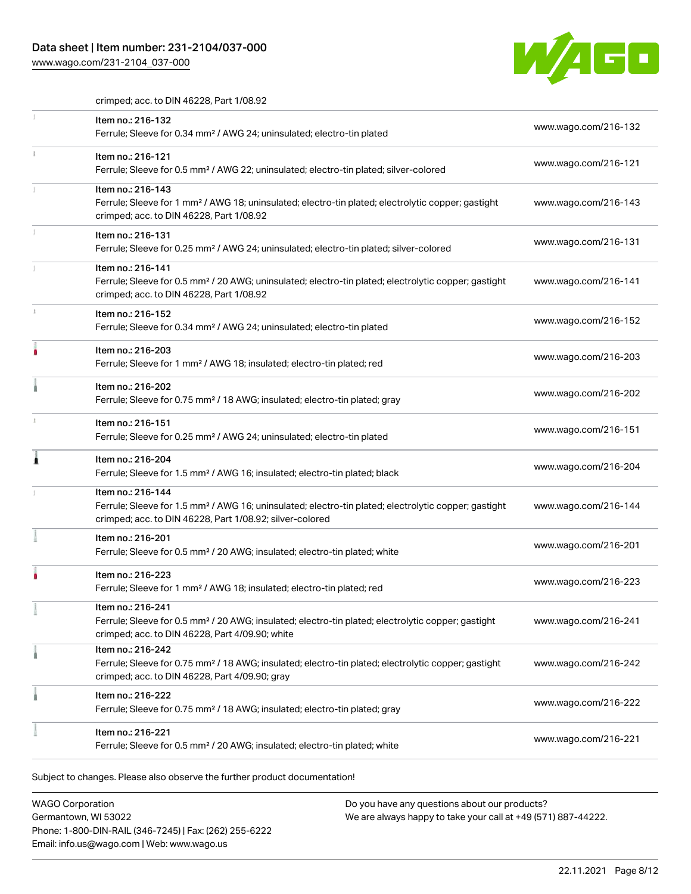crimped; acc. to DIN 46228, Part 1/08.92

| Item | Link |
| --- | --- |
| Item no.: 216-132<br>Ferrule; Sleeve for 0.34 mm² / AWG 24; uninsulated; electro-tin plated | www.wago.com/216-132 |
| Item no.: 216-121<br>Ferrule; Sleeve for 0.5 mm² / AWG 22; uninsulated; electro-tin plated; silver-colored | www.wago.com/216-121 |
| Item no.: 216-143<br>Ferrule; Sleeve for 1 mm² / AWG 18; uninsulated; electro-tin plated; electrolytic copper; gastight crimped; acc. to DIN 46228, Part 1/08.92 | www.wago.com/216-143 |
| Item no.: 216-131<br>Ferrule; Sleeve for 0.25 mm² / AWG 24; uninsulated; electro-tin plated; silver-colored | www.wago.com/216-131 |
| Item no.: 216-141<br>Ferrule; Sleeve for 0.5 mm² / 20 AWG; uninsulated; electro-tin plated; electrolytic copper; gastight crimped; acc. to DIN 46228, Part 1/08.92 | www.wago.com/216-141 |
| Item no.: 216-152<br>Ferrule; Sleeve for 0.34 mm² / AWG 24; uninsulated; electro-tin plated | www.wago.com/216-152 |
| Item no.: 216-203<br>Ferrule; Sleeve for 1 mm² / AWG 18; insulated; electro-tin plated; red | www.wago.com/216-203 |
| Item no.: 216-202<br>Ferrule; Sleeve for 0.75 mm² / 18 AWG; insulated; electro-tin plated; gray | www.wago.com/216-202 |
| Item no.: 216-151<br>Ferrule; Sleeve for 0.25 mm² / AWG 24; uninsulated; electro-tin plated | www.wago.com/216-151 |
| Item no.: 216-204<br>Ferrule; Sleeve for 1.5 mm² / AWG 16; insulated; electro-tin plated; black | www.wago.com/216-204 |
| Item no.: 216-144<br>Ferrule; Sleeve for 1.5 mm² / AWG 16; uninsulated; electro-tin plated; electrolytic copper; gastight crimped; acc. to DIN 46228, Part 1/08.92; silver-colored | www.wago.com/216-144 |
| Item no.: 216-201<br>Ferrule; Sleeve for 0.5 mm² / 20 AWG; insulated; electro-tin plated; white | www.wago.com/216-201 |
| Item no.: 216-223<br>Ferrule; Sleeve for 1 mm² / AWG 18; insulated; electro-tin plated; red | www.wago.com/216-223 |
| Item no.: 216-241<br>Ferrule; Sleeve for 0.5 mm² / 20 AWG; insulated; electro-tin plated; electrolytic copper; gastight crimped; acc. to DIN 46228, Part 4/09.90; white | www.wago.com/216-241 |
| Item no.: 216-242<br>Ferrule; Sleeve for 0.75 mm² / 18 AWG; insulated; electro-tin plated; electrolytic copper; gastight crimped; acc. to DIN 46228, Part 4/09.90; gray | www.wago.com/216-242 |
| Item no.: 216-222<br>Ferrule; Sleeve for 0.75 mm² / 18 AWG; insulated; electro-tin plated; gray | www.wago.com/216-222 |
| Item no.: 216-221<br>Ferrule; Sleeve for 0.5 mm² / 20 AWG; insulated; electro-tin plated; white | www.wago.com/216-221 |

Subject to changes. Please also observe the further product documentation!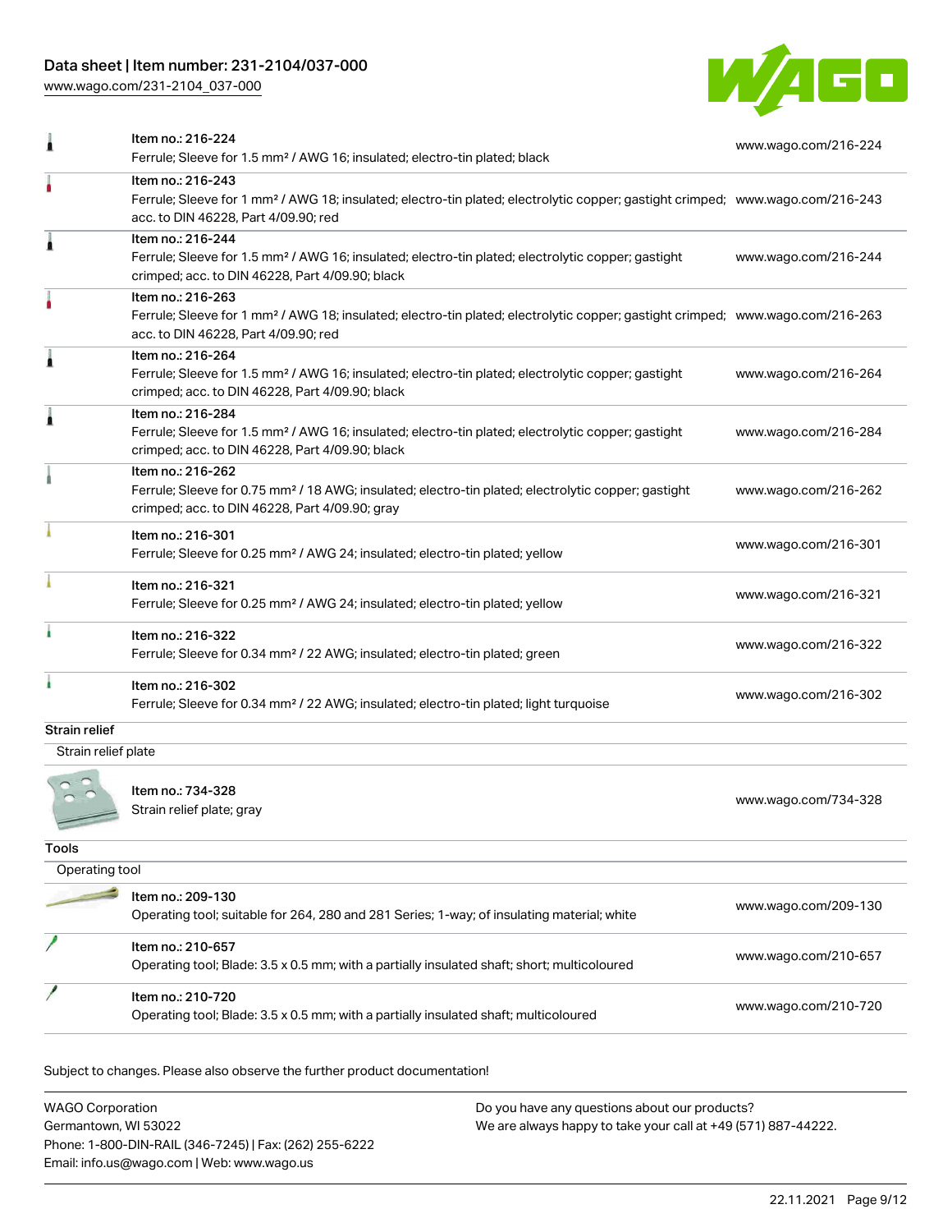| Item | Link |
|---|---|
| Item no.: 216-224<br>Ferrule; Sleeve for 1.5 mm² / AWG 16; insulated; electro-tin plated; black | www.wago.com/216-224 |
| Item no.: 216-243<br>Ferrule; Sleeve for 1 mm² / AWG 18; insulated; electro-tin plated; electrolytic copper; gastight crimped; acc. to DIN 46228, Part 4/09.90; red | www.wago.com/216-243 |
| Item no.: 216-244<br>Ferrule; Sleeve for 1.5 mm² / AWG 16; insulated; electro-tin plated; electrolytic copper; gastight crimped; acc. to DIN 46228, Part 4/09.90; black | www.wago.com/216-244 |
| Item no.: 216-263<br>Ferrule; Sleeve for 1 mm² / AWG 18; insulated; electro-tin plated; electrolytic copper; gastight crimped; acc. to DIN 46228, Part 4/09.90; red | www.wago.com/216-263 |
| Item no.: 216-264<br>Ferrule; Sleeve for 1.5 mm² / AWG 16; insulated; electro-tin plated; electrolytic copper; gastight crimped; acc. to DIN 46228, Part 4/09.90; black | www.wago.com/216-264 |
| Item no.: 216-284<br>Ferrule; Sleeve for 1.5 mm² / AWG 16; insulated; electro-tin plated; electrolytic copper; gastight crimped; acc. to DIN 46228, Part 4/09.90; black | www.wago.com/216-284 |
| Item no.: 216-262<br>Ferrule; Sleeve for 0.75 mm² / 18 AWG; insulated; electro-tin plated; electrolytic copper; gastight crimped; acc. to DIN 46228, Part 4/09.90; gray | www.wago.com/216-262 |
| Item no.: 216-301<br>Ferrule; Sleeve for 0.25 mm² / AWG 24; insulated; electro-tin plated; yellow | www.wago.com/216-301 |
| Item no.: 216-321<br>Ferrule; Sleeve for 0.25 mm² / AWG 24; insulated; electro-tin plated; yellow | www.wago.com/216-321 |
| Item no.: 216-322<br>Ferrule; Sleeve for 0.34 mm² / 22 AWG; insulated; electro-tin plated; green | www.wago.com/216-322 |
| Item no.: 216-302<br>Ferrule; Sleeve for 0.34 mm² / 22 AWG; insulated; electro-tin plated; light turquoise | www.wago.com/216-302 |

## Strain relief

### Strain relief plate

| Item | Link |
|---|---|
| Item no.: 734-328<br>Strain relief plate; gray | www.wago.com/734-328 |

## Tools

### Operating tool

| Item | Link |
|---|---|
| Item no.: 209-130<br>Operating tool; suitable for 264, 280 and 281 Series; 1-way; of insulating material; white | www.wago.com/209-130 |
| Item no.: 210-657<br>Operating tool; Blade: 3.5 x 0.5 mm; with a partially insulated shaft; short; multicoloured | www.wago.com/210-657 |
| Item no.: 210-720<br>Operating tool; Blade: 3.5 x 0.5 mm; with a partially insulated shaft; multicoloured | www.wago.com/210-720 |

Subject to changes. Please also observe the further product documentation!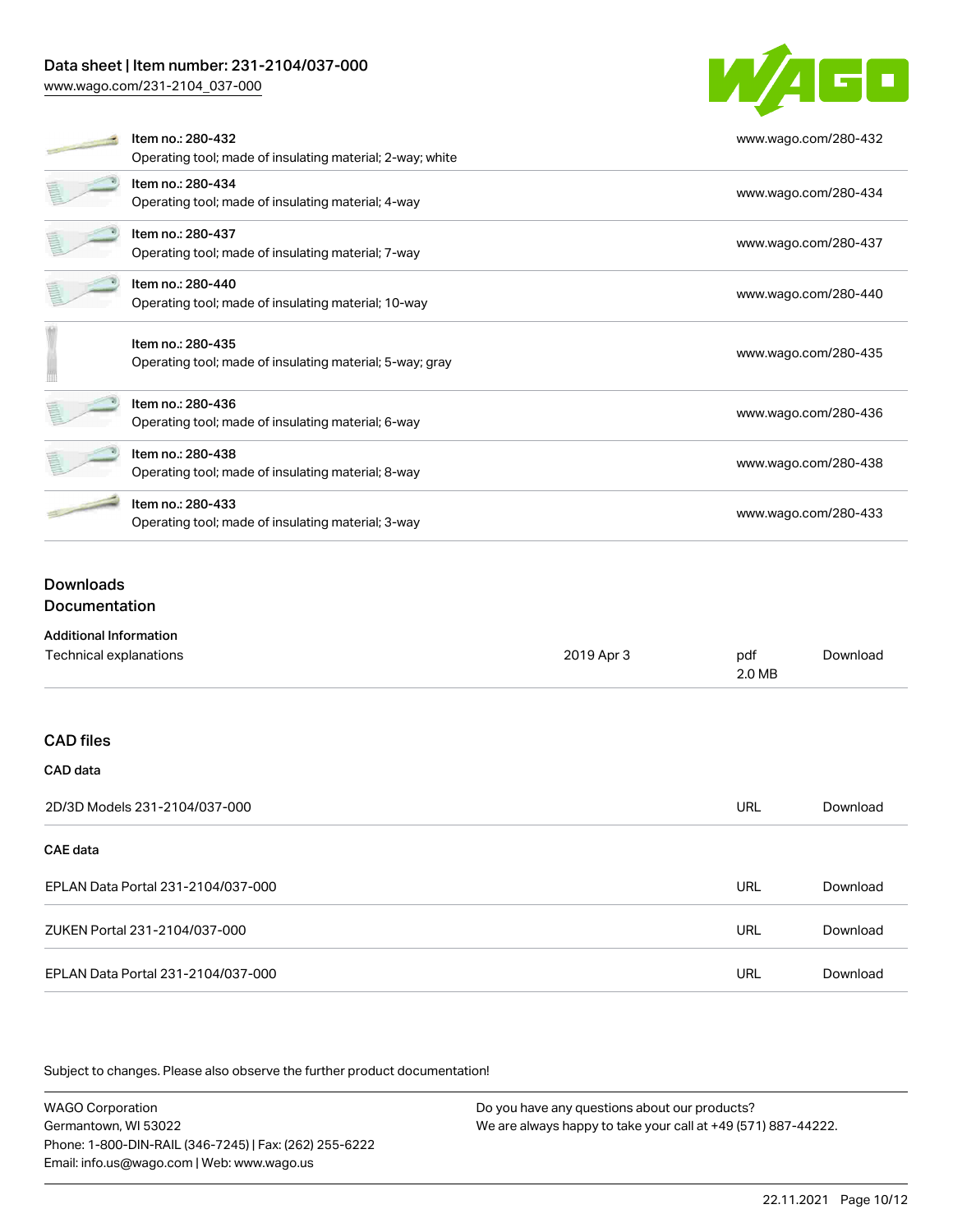| Item | URL |
| --- | --- |
| Item no.: 280-432<br>Operating tool; made of insulating material; 2-way; white | www.wago.com/280-432 |
| Item no.: 280-434<br>Operating tool; made of insulating material; 4-way | www.wago.com/280-434 |
| Item no.: 280-437<br>Operating tool; made of insulating material; 7-way | www.wago.com/280-437 |
| Item no.: 280-440<br>Operating tool; made of insulating material; 10-way | www.wago.com/280-440 |
| Item no.: 280-435<br>Operating tool; made of insulating material; 5-way; gray | www.wago.com/280-435 |
| Item no.: 280-436<br>Operating tool; made of insulating material; 6-way | www.wago.com/280-436 |
| Item no.: 280-438<br>Operating tool; made of insulating material; 8-way | www.wago.com/280-438 |
| Item no.: 280-433<br>Operating tool; made of insulating material; 3-way | www.wago.com/280-433 |

## Downloads

### Documentation

#### Additional Information

| | | | |
| --- | --- | --- | --- |
| Technical explanations | 2019 Apr 3 | pdf<br>2.0 MB | Download |

### CAD files

#### CAD data

| | | |
| --- | --- | --- |
| 2D/3D Models 231-2104/037-000 | URL | Download |

#### CAE data

| | | |
| --- | --- | --- |
| EPLAN Data Portal 231-2104/037-000 | URL | Download |
| ZUKEN Portal 231-2104/037-000 | URL | Download |
| EPLAN Data Portal 231-2104/037-000 | URL | Download |

Subject to changes. Please also observe the further product documentation!

WAGO Corporation
Germantown, WI 53022
Phone: 1-800-DIN-RAIL (346-7245) | Fax: (262) 255-6222
Email: info.us@wago.com | Web: www.wago.us

Do you have any questions about our products?
We are always happy to take your call at +49 (571) 887-44222.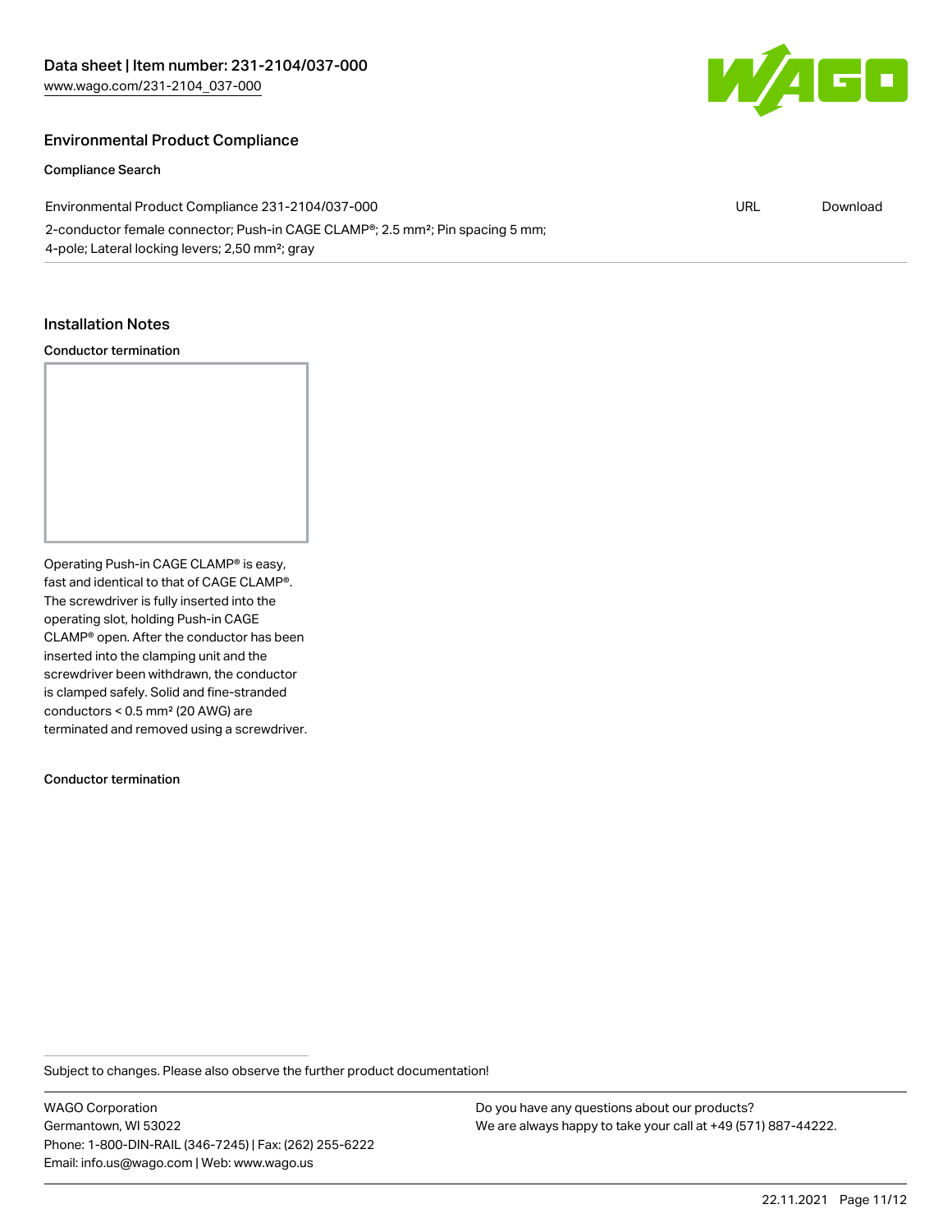## Environmental Product Compliance

### Compliance Search

| Environmental Product Compliance 231-2104/037-000 | URL | Download |
| --- | --- | --- |
| 2-conductor female connector; Push-in CAGE CLAMP®; 2.5 mm²; Pin spacing 5 mm; 4-pole; Lateral locking levers; 2,50 mm²; gray | | |

## Installation Notes

### Conductor termination

Operating Push-in CAGE CLAMP® is easy, fast and identical to that of CAGE CLAMP®. The screwdriver is fully inserted into the operating slot, holding Push-in CAGE CLAMP® open. After the conductor has been inserted into the clamping unit and the screwdriver been withdrawn, the conductor is clamped safely. Solid and fine-stranded conductors < 0.5 mm² (20 AWG) are terminated and removed using a screwdriver.

### Conductor termination

Subject to changes. Please also observe the further product documentation!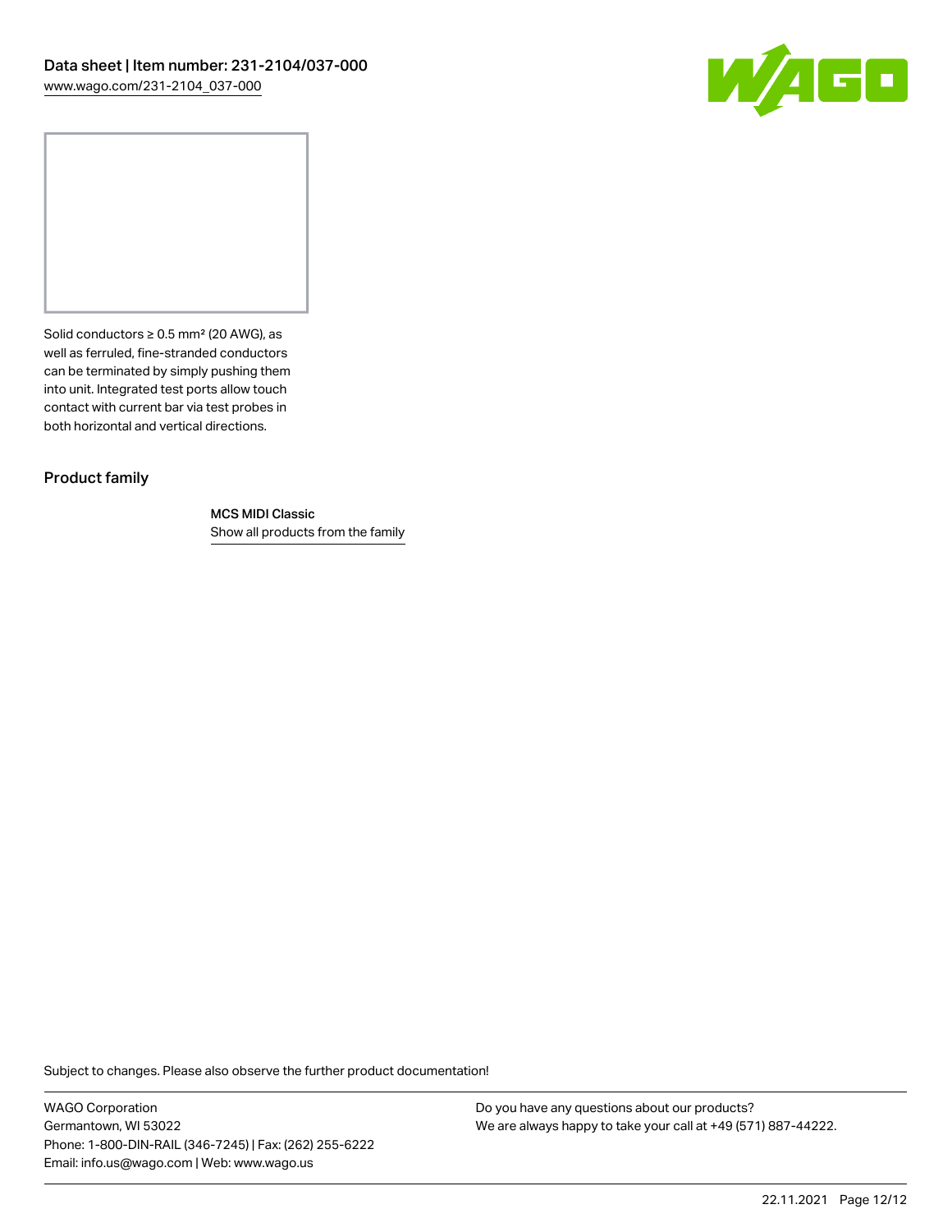Solid conductors ≥ 0.5 mm² (20 AWG), as well as ferruled, fine-stranded conductors can be terminated by simply pushing them into unit. Integrated test ports allow touch contact with current bar via test probes in both horizontal and vertical directions.

## Product family

MCS MIDI Classic
Show all products from the family

Subject to changes. Please also observe the further product documentation!

WAGO Corporation
Germantown, WI 53022
Phone: 1-800-DIN-RAIL (346-7245) | Fax: (262) 255-6222
Email: info.us@wago.com | Web: www.wago.us

Do you have any questions about our products?
We are always happy to take your call at +49 (571) 887-44222.